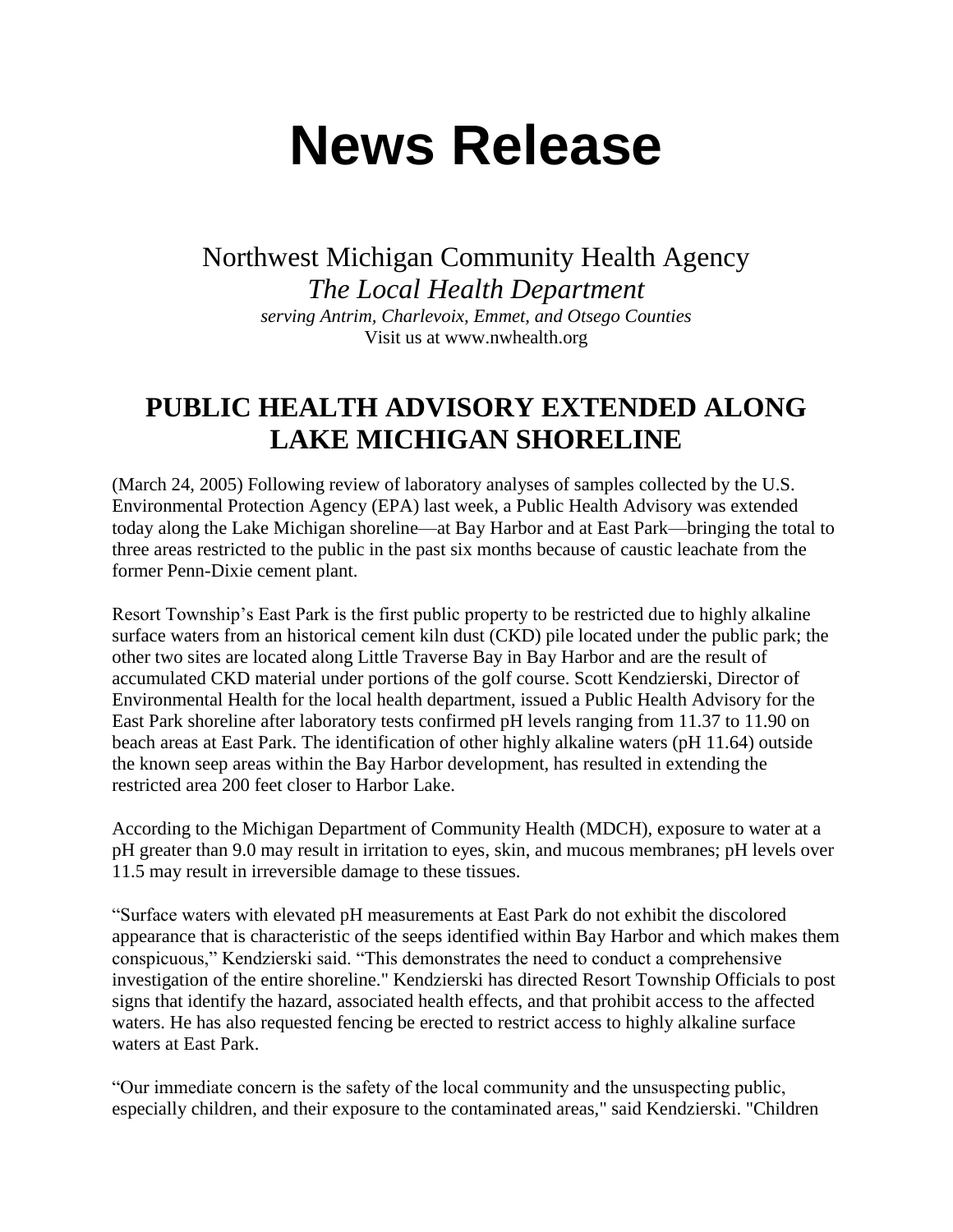# News Release

Northwest Michigan Community Health Agency
*The Local Health Department*
*serving Antrim, Charlevoix, Emmet, and Otsego Counties*
Visit us at www.nwhealth.org

## PUBLIC HEALTH ADVISORY EXTENDED ALONG LAKE MICHIGAN SHORELINE

(March 24, 2005) Following review of laboratory analyses of samples collected by the U.S. Environmental Protection Agency (EPA) last week, a Public Health Advisory was extended today along the Lake Michigan shoreline—at Bay Harbor and at East Park—bringing the total to three areas restricted to the public in the past six months because of caustic leachate from the former Penn-Dixie cement plant.

Resort Township's East Park is the first public property to be restricted due to highly alkaline surface waters from an historical cement kiln dust (CKD) pile located under the public park; the other two sites are located along Little Traverse Bay in Bay Harbor and are the result of accumulated CKD material under portions of the golf course. Scott Kendzierski, Director of Environmental Health for the local health department, issued a Public Health Advisory for the East Park shoreline after laboratory tests confirmed pH levels ranging from 11.37 to 11.90 on beach areas at East Park. The identification of other highly alkaline waters (pH 11.64) outside the known seep areas within the Bay Harbor development, has resulted in extending the restricted area 200 feet closer to Harbor Lake.

According to the Michigan Department of Community Health (MDCH), exposure to water at a pH greater than 9.0 may result in irritation to eyes, skin, and mucous membranes; pH levels over 11.5 may result in irreversible damage to these tissues.

"Surface waters with elevated pH measurements at East Park do not exhibit the discolored appearance that is characteristic of the seeps identified within Bay Harbor and which makes them conspicuous," Kendzierski said. "This demonstrates the need to conduct a comprehensive investigation of the entire shoreline." Kendzierski has directed Resort Township Officials to post signs that identify the hazard, associated health effects, and that prohibit access to the affected waters. He has also requested fencing be erected to restrict access to highly alkaline surface waters at East Park.

"Our immediate concern is the safety of the local community and the unsuspecting public, especially children, and their exposure to the contaminated areas," said Kendzierski. "Children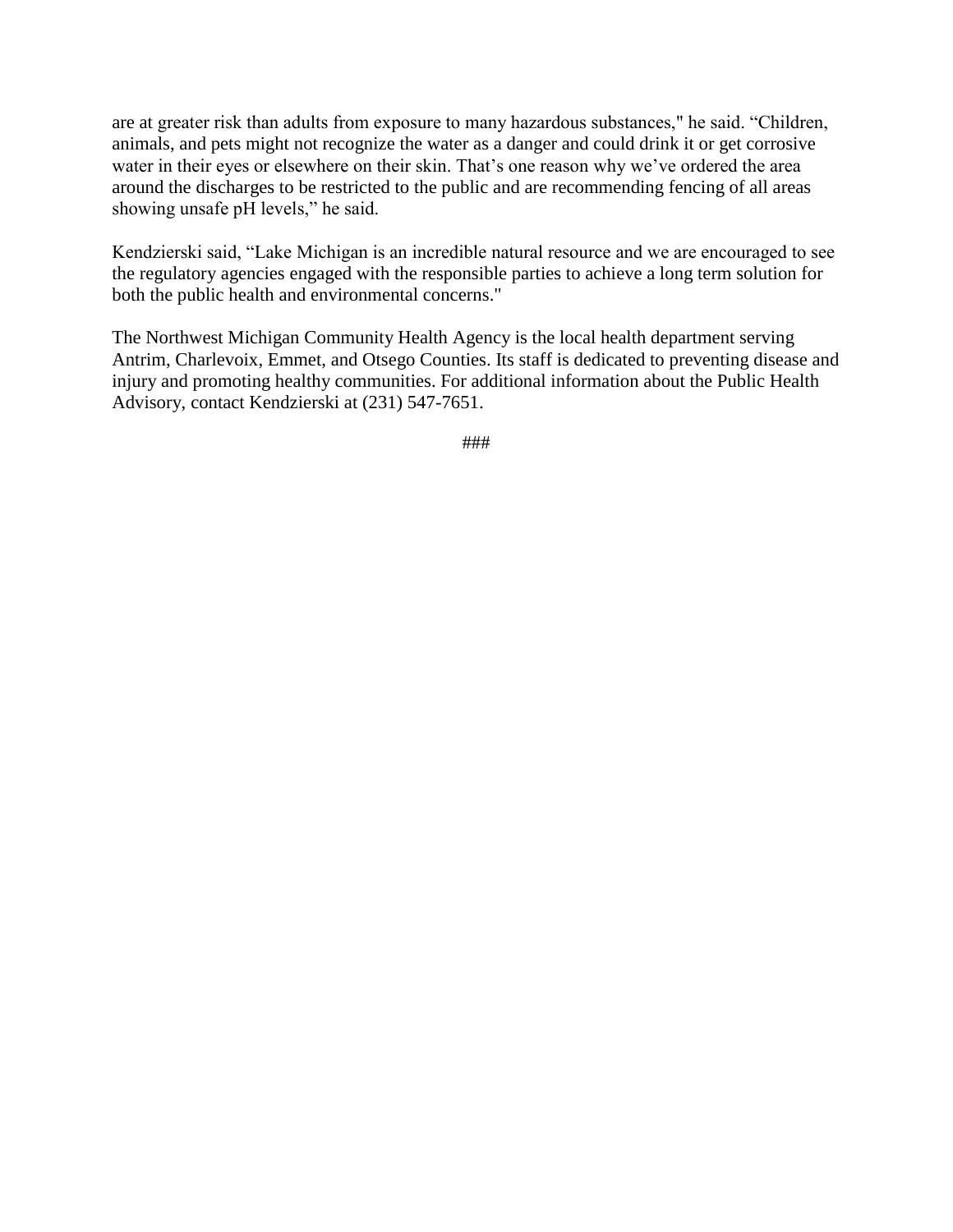are at greater risk than adults from exposure to many hazardous substances," he said. "Children, animals, and pets might not recognize the water as a danger and could drink it or get corrosive water in their eyes or elsewhere on their skin. That's one reason why we've ordered the area around the discharges to be restricted to the public and are recommending fencing of all areas showing unsafe pH levels," he said.

Kendzierski said, "Lake Michigan is an incredible natural resource and we are encouraged to see the regulatory agencies engaged with the responsible parties to achieve a long term solution for both the public health and environmental concerns."

The Northwest Michigan Community Health Agency is the local health department serving Antrim, Charlevoix, Emmet, and Otsego Counties. Its staff is dedicated to preventing disease and injury and promoting healthy communities. For additional information about the Public Health Advisory, contact Kendzierski at (231) 547-7651.

###